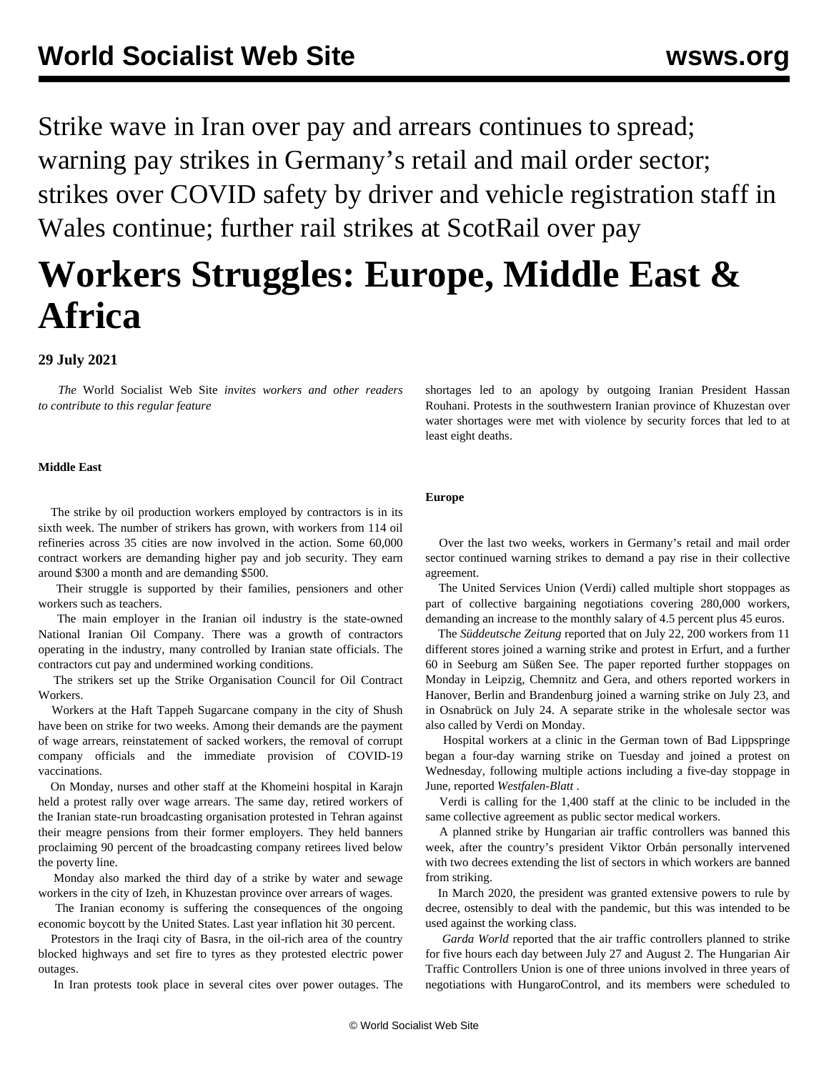# Strike wave in Iran over pay and arrears continues to spread; warning pay strikes in Germany's retail and mail order sector; strikes over COVID safety by driver and vehicle registration staff in Wales continue; further rail strikes at ScotRail over pay

# Workers Struggles: Europe, Middle East & Africa

**29 July 2021**

*The* World Socialist Web Site *invites workers and other readers to contribute to this regular feature*

**Middle East**

The strike by oil production workers employed by contractors is in its sixth week. The number of strikers has grown, with workers from 114 oil refineries across 35 cities are now involved in the action. Some 60,000 contract workers are demanding higher pay and job security. They earn around $300 a month and are demanding $500.

Their struggle is supported by their families, pensioners and other workers such as teachers.

The main employer in the Iranian oil industry is the state-owned National Iranian Oil Company. There was a growth of contractors operating in the industry, many controlled by Iranian state officials. The contractors cut pay and undermined working conditions.

The strikers set up the Strike Organisation Council for Oil Contract Workers.

Workers at the Haft Tappeh Sugarcane company in the city of Shush have been on strike for two weeks. Among their demands are the payment of wage arrears, reinstatement of sacked workers, the removal of corrupt company officials and the immediate provision of COVID-19 vaccinations.

On Monday, nurses and other staff at the Khomeini hospital in Karajn held a protest rally over wage arrears. The same day, retired workers of the Iranian state-run broadcasting organisation protested in Tehran against their meagre pensions from their former employers. They held banners proclaiming 90 percent of the broadcasting company retirees lived below the poverty line.

Monday also marked the third day of a strike by water and sewage workers in the city of Izeh, in Khuzestan province over arrears of wages.

The Iranian economy is suffering the consequences of the ongoing economic boycott by the United States. Last year inflation hit 30 percent.

Protestors in the Iraqi city of Basra, in the oil-rich area of the country blocked highways and set fire to tyres as they protested electric power outages.

In Iran protests took place in several cites over power outages. The shortages led to an apology by outgoing Iranian President Hassan Rouhani. Protests in the southwestern Iranian province of Khuzestan over water shortages were met with violence by security forces that led to at least eight deaths.

**Europe**

Over the last two weeks, workers in Germany's retail and mail order sector continued warning strikes to demand a pay rise in their collective agreement.

The United Services Union (Verdi) called multiple short stoppages as part of collective bargaining negotiations covering 280,000 workers, demanding an increase to the monthly salary of 4.5 percent plus 45 euros.

The *Süddeutsche Zeitung* reported that on July 22, 200 workers from 11 different stores joined a warning strike and protest in Erfurt, and a further 60 in Seeburg am Süßen See. The paper reported further stoppages on Monday in Leipzig, Chemnitz and Gera, and others reported workers in Hanover, Berlin and Brandenburg joined a warning strike on July 23, and in Osnabrück on July 24. A separate strike in the wholesale sector was also called by Verdi on Monday.

Hospital workers at a clinic in the German town of Bad Lippspringe began a four-day warning strike on Tuesday and joined a protest on Wednesday, following multiple actions including a five-day stoppage in June, reported *Westfalen-Blatt* .

Verdi is calling for the 1,400 staff at the clinic to be included in the same collective agreement as public sector medical workers.

A planned strike by Hungarian air traffic controllers was banned this week, after the country's president Viktor Orbán personally intervened with two decrees extending the list of sectors in which workers are banned from striking.

In March 2020, the president was granted extensive powers to rule by decree, ostensibly to deal with the pandemic, but this was intended to be used against the working class.

*Garda World* reported that the air traffic controllers planned to strike for five hours each day between July 27 and August 2. The Hungarian Air Traffic Controllers Union is one of three unions involved in three years of negotiations with HungaroControl, and its members were scheduled to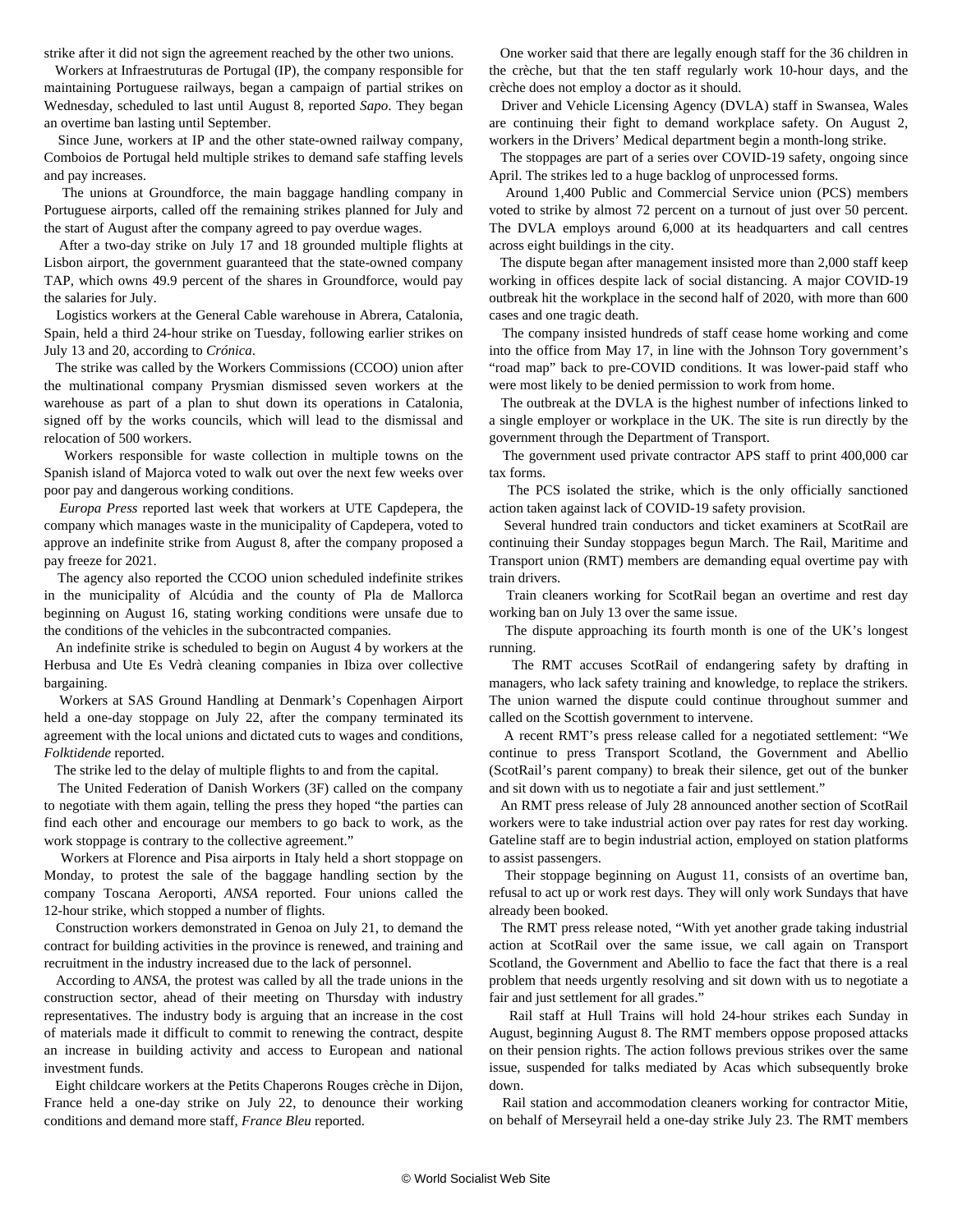strike after it did not sign the agreement reached by the other two unions.

Workers at Infraestruturas de Portugal (IP), the company responsible for maintaining Portuguese railways, began a campaign of partial strikes on Wednesday, scheduled to last until August 8, reported *Sapo*. They began an overtime ban lasting until September.

Since June, workers at IP and the other state-owned railway company, Comboios de Portugal held multiple strikes to demand safe staffing levels and pay increases.

The unions at Groundforce, the main baggage handling company in Portuguese airports, called off the remaining strikes planned for July and the start of August after the company agreed to pay overdue wages.

After a two-day strike on July 17 and 18 grounded multiple flights at Lisbon airport, the government guaranteed that the state-owned company TAP, which owns 49.9 percent of the shares in Groundforce, would pay the salaries for July.

Logistics workers at the General Cable warehouse in Abrera, Catalonia, Spain, held a third 24-hour strike on Tuesday, following earlier strikes on July 13 and 20, according to *Crónica*.

The strike was called by the Workers Commissions (CCOO) union after the multinational company Prysmian dismissed seven workers at the warehouse as part of a plan to shut down its operations in Catalonia, signed off by the works councils, which will lead to the dismissal and relocation of 500 workers.

Workers responsible for waste collection in multiple towns on the Spanish island of Majorca voted to walk out over the next few weeks over poor pay and dangerous working conditions.

*Europa Press* reported last week that workers at UTE Capdepera, the company which manages waste in the municipality of Capdepera, voted to approve an indefinite strike from August 8, after the company proposed a pay freeze for 2021.

The agency also reported the CCOO union scheduled indefinite strikes in the municipality of Alcúdia and the county of Pla de Mallorca beginning on August 16, stating working conditions were unsafe due to the conditions of the vehicles in the subcontracted companies.

An indefinite strike is scheduled to begin on August 4 by workers at the Herbusa and Ute Es Vedrà cleaning companies in Ibiza over collective bargaining.

Workers at SAS Ground Handling at Denmark's Copenhagen Airport held a one-day stoppage on July 22, after the company terminated its agreement with the local unions and dictated cuts to wages and conditions, *Folktidende* reported.

The strike led to the delay of multiple flights to and from the capital.

The United Federation of Danish Workers (3F) called on the company to negotiate with them again, telling the press they hoped "the parties can find each other and encourage our members to go back to work, as the work stoppage is contrary to the collective agreement."

Workers at Florence and Pisa airports in Italy held a short stoppage on Monday, to protest the sale of the baggage handling section by the company Toscana Aeroporti, *ANSA* reported. Four unions called the 12-hour strike, which stopped a number of flights.

Construction workers demonstrated in Genoa on July 21, to demand the contract for building activities in the province is renewed, and training and recruitment in the industry increased due to the lack of personnel.

According to *ANSA*, the protest was called by all the trade unions in the construction sector, ahead of their meeting on Thursday with industry representatives. The industry body is arguing that an increase in the cost of materials made it difficult to commit to renewing the contract, despite an increase in building activity and access to European and national investment funds.

Eight childcare workers at the Petits Chaperons Rouges crèche in Dijon, France held a one-day strike on July 22, to denounce their working conditions and demand more staff, *France Bleu* reported.

One worker said that there are legally enough staff for the 36 children in the crèche, but that the ten staff regularly work 10-hour days, and the crèche does not employ a doctor as it should.

Driver and Vehicle Licensing Agency (DVLA) staff in Swansea, Wales are continuing their fight to demand workplace safety. On August 2, workers in the Drivers' Medical department begin a month-long strike.

The stoppages are part of a series over COVID-19 safety, ongoing since April. The strikes led to a huge backlog of unprocessed forms.

Around 1,400 Public and Commercial Service union (PCS) members voted to strike by almost 72 percent on a turnout of just over 50 percent. The DVLA employs around 6,000 at its headquarters and call centres across eight buildings in the city.

The dispute began after management insisted more than 2,000 staff keep working in offices despite lack of social distancing. A major COVID-19 outbreak hit the workplace in the second half of 2020, with more than 600 cases and one tragic death.

The company insisted hundreds of staff cease home working and come into the office from May 17, in line with the Johnson Tory government's "road map" back to pre-COVID conditions. It was lower-paid staff who were most likely to be denied permission to work from home.

The outbreak at the DVLA is the highest number of infections linked to a single employer or workplace in the UK. The site is run directly by the government through the Department of Transport.

The government used private contractor APS staff to print 400,000 car tax forms.

The PCS isolated the strike, which is the only officially sanctioned action taken against lack of COVID-19 safety provision.

Several hundred train conductors and ticket examiners at ScotRail are continuing their Sunday stoppages begun March. The Rail, Maritime and Transport union (RMT) members are demanding equal overtime pay with train drivers.

Train cleaners working for ScotRail began an overtime and rest day working ban on July 13 over the same issue.

The dispute approaching its fourth month is one of the UK's longest running.

The RMT accuses ScotRail of endangering safety by drafting in managers, who lack safety training and knowledge, to replace the strikers. The union warned the dispute could continue throughout summer and called on the Scottish government to intervene.

A recent RMT's press release called for a negotiated settlement: "We continue to press Transport Scotland, the Government and Abellio (ScotRail's parent company) to break their silence, get out of the bunker and sit down with us to negotiate a fair and just settlement."

An RMT press release of July 28 announced another section of ScotRail workers were to take industrial action over pay rates for rest day working. Gateline staff are to begin industrial action, employed on station platforms to assist passengers.

Their stoppage beginning on August 11, consists of an overtime ban, refusal to act up or work rest days. They will only work Sundays that have already been booked.

The RMT press release noted, "With yet another grade taking industrial action at ScotRail over the same issue, we call again on Transport Scotland, the Government and Abellio to face the fact that there is a real problem that needs urgently resolving and sit down with us to negotiate a fair and just settlement for all grades."

Rail staff at Hull Trains will hold 24-hour strikes each Sunday in August, beginning August 8. The RMT members oppose proposed attacks on their pension rights. The action follows previous strikes over the same issue, suspended for talks mediated by Acas which subsequently broke down.

Rail station and accommodation cleaners working for contractor Mitie, on behalf of Merseyrail held a one-day strike July 23. The RMT members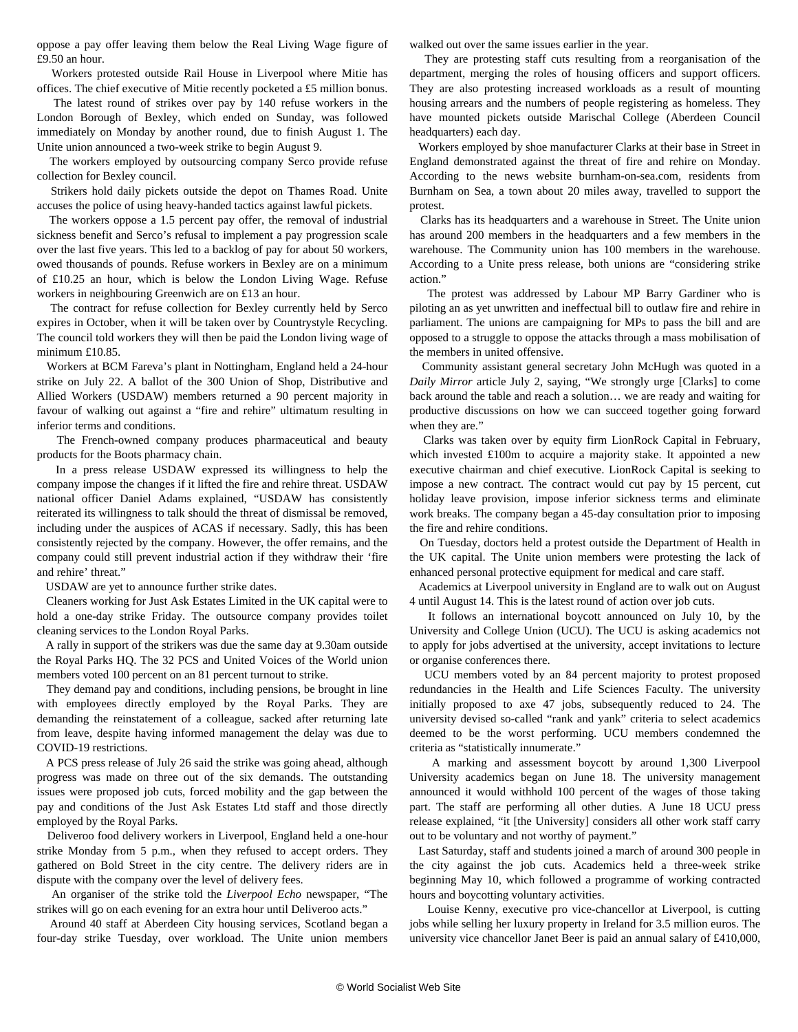oppose a pay offer leaving them below the Real Living Wage figure of £9.50 an hour.

Workers protested outside Rail House in Liverpool where Mitie has offices. The chief executive of Mitie recently pocketed a £5 million bonus.

The latest round of strikes over pay by 140 refuse workers in the London Borough of Bexley, which ended on Sunday, was followed immediately on Monday by another round, due to finish August 1. The Unite union announced a two-week strike to begin August 9.

The workers employed by outsourcing company Serco provide refuse collection for Bexley council.

Strikers hold daily pickets outside the depot on Thames Road. Unite accuses the police of using heavy-handed tactics against lawful pickets.

The workers oppose a 1.5 percent pay offer, the removal of industrial sickness benefit and Serco's refusal to implement a pay progression scale over the last five years. This led to a backlog of pay for about 50 workers, owed thousands of pounds. Refuse workers in Bexley are on a minimum of £10.25 an hour, which is below the London Living Wage. Refuse workers in neighbouring Greenwich are on £13 an hour.

The contract for refuse collection for Bexley currently held by Serco expires in October, when it will be taken over by Countrystyle Recycling. The council told workers they will then be paid the London living wage of minimum £10.85.

Workers at BCM Fareva's plant in Nottingham, England held a 24-hour strike on July 22. A ballot of the 300 Union of Shop, Distributive and Allied Workers (USDAW) members returned a 90 percent majority in favour of walking out against a "fire and rehire" ultimatum resulting in inferior terms and conditions.

The French-owned company produces pharmaceutical and beauty products for the Boots pharmacy chain.

In a press release USDAW expressed its willingness to help the company impose the changes if it lifted the fire and rehire threat. USDAW national officer Daniel Adams explained, "USDAW has consistently reiterated its willingness to talk should the threat of dismissal be removed, including under the auspices of ACAS if necessary. Sadly, this has been consistently rejected by the company. However, the offer remains, and the company could still prevent industrial action if they withdraw their 'fire and rehire' threat."

USDAW are yet to announce further strike dates.

Cleaners working for Just Ask Estates Limited in the UK capital were to hold a one-day strike Friday. The outsource company provides toilet cleaning services to the London Royal Parks.

A rally in support of the strikers was due the same day at 9.30am outside the Royal Parks HQ. The 32 PCS and United Voices of the World union members voted 100 percent on an 81 percent turnout to strike.

They demand pay and conditions, including pensions, be brought in line with employees directly employed by the Royal Parks. They are demanding the reinstatement of a colleague, sacked after returning late from leave, despite having informed management the delay was due to COVID-19 restrictions.

A PCS press release of July 26 said the strike was going ahead, although progress was made on three out of the six demands. The outstanding issues were proposed job cuts, forced mobility and the gap between the pay and conditions of the Just Ask Estates Ltd staff and those directly employed by the Royal Parks.

Deliveroo food delivery workers in Liverpool, England held a one-hour strike Monday from 5 p.m., when they refused to accept orders. They gathered on Bold Street in the city centre. The delivery riders are in dispute with the company over the level of delivery fees.

An organiser of the strike told the *Liverpool Echo* newspaper, "The strikes will go on each evening for an extra hour until Deliveroo acts."

Around 40 staff at Aberdeen City housing services, Scotland began a four-day strike Tuesday, over workload. The Unite union members walked out over the same issues earlier in the year.

They are protesting staff cuts resulting from a reorganisation of the department, merging the roles of housing officers and support officers. They are also protesting increased workloads as a result of mounting housing arrears and the numbers of people registering as homeless. They have mounted pickets outside Marischal College (Aberdeen Council headquarters) each day.

Workers employed by shoe manufacturer Clarks at their base in Street in England demonstrated against the threat of fire and rehire on Monday. According to the news website burnham-on-sea.com, residents from Burnham on Sea, a town about 20 miles away, travelled to support the protest.

Clarks has its headquarters and a warehouse in Street. The Unite union has around 200 members in the headquarters and a few members in the warehouse. The Community union has 100 members in the warehouse. According to a Unite press release, both unions are "considering strike action."

The protest was addressed by Labour MP Barry Gardiner who is piloting an as yet unwritten and ineffectual bill to outlaw fire and rehire in parliament. The unions are campaigning for MPs to pass the bill and are opposed to a struggle to oppose the attacks through a mass mobilisation of the members in united offensive.

Community assistant general secretary John McHugh was quoted in a *Daily Mirror* article July 2, saying, "We strongly urge [Clarks] to come back around the table and reach a solution… we are ready and waiting for productive discussions on how we can succeed together going forward when they are."

Clarks was taken over by equity firm LionRock Capital in February, which invested £100m to acquire a majority stake. It appointed a new executive chairman and chief executive. LionRock Capital is seeking to impose a new contract. The contract would cut pay by 15 percent, cut holiday leave provision, impose inferior sickness terms and eliminate work breaks. The company began a 45-day consultation prior to imposing the fire and rehire conditions.

On Tuesday, doctors held a protest outside the Department of Health in the UK capital. The Unite union members were protesting the lack of enhanced personal protective equipment for medical and care staff.

Academics at Liverpool university in England are to walk out on August 4 until August 14. This is the latest round of action over job cuts.

It follows an international boycott announced on July 10, by the University and College Union (UCU). The UCU is asking academics not to apply for jobs advertised at the university, accept invitations to lecture or organise conferences there.

UCU members voted by an 84 percent majority to protest proposed redundancies in the Health and Life Sciences Faculty. The university initially proposed to axe 47 jobs, subsequently reduced to 24. The university devised so-called "rank and yank" criteria to select academics deemed to be the worst performing. UCU members condemned the criteria as "statistically innumerate."

A marking and assessment boycott by around 1,300 Liverpool University academics began on June 18. The university management announced it would withhold 100 percent of the wages of those taking part. The staff are performing all other duties. A June 18 UCU press release explained, "it [the University] considers all other work staff carry out to be voluntary and not worthy of payment."

Last Saturday, staff and students joined a march of around 300 people in the city against the job cuts. Academics held a three-week strike beginning May 10, which followed a programme of working contracted hours and boycotting voluntary activities.

Louise Kenny, executive pro vice-chancellor at Liverpool, is cutting jobs while selling her luxury property in Ireland for 3.5 million euros. The university vice chancellor Janet Beer is paid an annual salary of £410,000,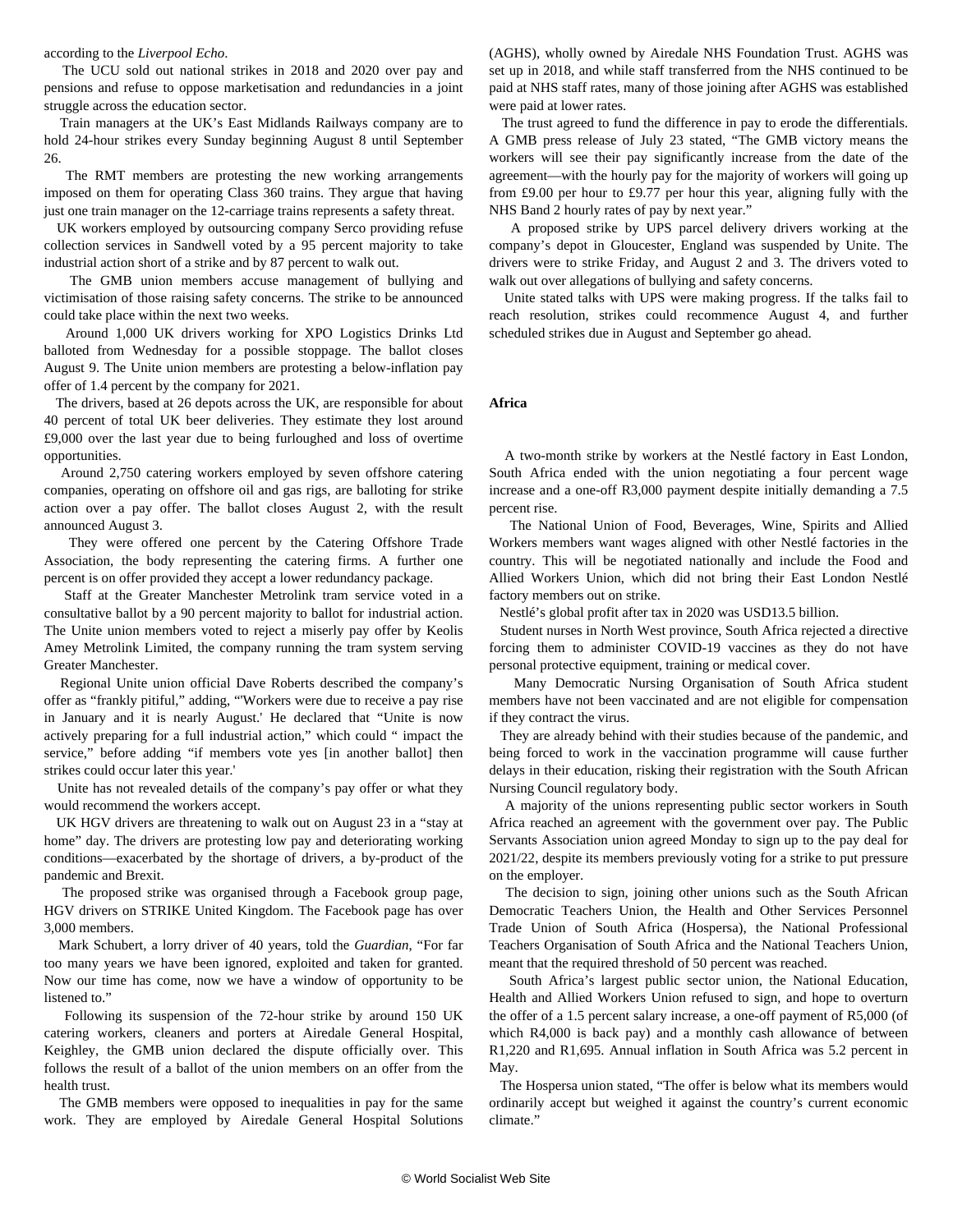according to the *Liverpool Echo*.

The UCU sold out national strikes in 2018 and 2020 over pay and pensions and refuse to oppose marketisation and redundancies in a joint struggle across the education sector.

Train managers at the UK's East Midlands Railways company are to hold 24-hour strikes every Sunday beginning August 8 until September 26.

The RMT members are protesting the new working arrangements imposed on them for operating Class 360 trains. They argue that having just one train manager on the 12-carriage trains represents a safety threat.

UK workers employed by outsourcing company Serco providing refuse collection services in Sandwell voted by a 95 percent majority to take industrial action short of a strike and by 87 percent to walk out.

The GMB union members accuse management of bullying and victimisation of those raising safety concerns. The strike to be announced could take place within the next two weeks.

Around 1,000 UK drivers working for XPO Logistics Drinks Ltd balloted from Wednesday for a possible stoppage. The ballot closes August 9. The Unite union members are protesting a below-inflation pay offer of 1.4 percent by the company for 2021.

The drivers, based at 26 depots across the UK, are responsible for about 40 percent of total UK beer deliveries. They estimate they lost around £9,000 over the last year due to being furloughed and loss of overtime opportunities.

Around 2,750 catering workers employed by seven offshore catering companies, operating on offshore oil and gas rigs, are balloting for strike action over a pay offer. The ballot closes August 2, with the result announced August 3.

They were offered one percent by the Catering Offshore Trade Association, the body representing the catering firms. A further one percent is on offer provided they accept a lower redundancy package.

Staff at the Greater Manchester Metrolink tram service voted in a consultative ballot by a 90 percent majority to ballot for industrial action. The Unite union members voted to reject a miserly pay offer by Keolis Amey Metrolink Limited, the company running the tram system serving Greater Manchester.

Regional Unite union official Dave Roberts described the company's offer as "frankly pitiful," adding, "'Workers were due to receive a pay rise in January and it is nearly August.' He declared that "Unite is now actively preparing for a full industrial action," which could " impact the service," before adding "if members vote yes [in another ballot] then strikes could occur later this year.'

Unite has not revealed details of the company's pay offer or what they would recommend the workers accept.

UK HGV drivers are threatening to walk out on August 23 in a "stay at home" day. The drivers are protesting low pay and deteriorating working conditions—exacerbated by the shortage of drivers, a by-product of the pandemic and Brexit.

The proposed strike was organised through a Facebook group page, HGV drivers on STRIKE United Kingdom. The Facebook page has over 3,000 members.

Mark Schubert, a lorry driver of 40 years, told the *Guardian*, "For far too many years we have been ignored, exploited and taken for granted. Now our time has come, now we have a window of opportunity to be listened to."

Following its suspension of the 72-hour strike by around 150 UK catering workers, cleaners and porters at Airedale General Hospital, Keighley, the GMB union declared the dispute officially over. This follows the result of a ballot of the union members on an offer from the health trust.

The GMB members were opposed to inequalities in pay for the same work. They are employed by Airedale General Hospital Solutions (AGHS), wholly owned by Airedale NHS Foundation Trust. AGHS was set up in 2018, and while staff transferred from the NHS continued to be paid at NHS staff rates, many of those joining after AGHS was established were paid at lower rates.

The trust agreed to fund the difference in pay to erode the differentials. A GMB press release of July 23 stated, "The GMB victory means the workers will see their pay significantly increase from the date of the agreement—with the hourly pay for the majority of workers will going up from £9.00 per hour to £9.77 per hour this year, aligning fully with the NHS Band 2 hourly rates of pay by next year."

A proposed strike by UPS parcel delivery drivers working at the company's depot in Gloucester, England was suspended by Unite. The drivers were to strike Friday, and August 2 and 3. The drivers voted to walk out over allegations of bullying and safety concerns.

Unite stated talks with UPS were making progress. If the talks fail to reach resolution, strikes could recommence August 4, and further scheduled strikes due in August and September go ahead.

**Africa**

A two-month strike by workers at the Nestlé factory in East London, South Africa ended with the union negotiating a four percent wage increase and a one-off R3,000 payment despite initially demanding a 7.5 percent rise.

The National Union of Food, Beverages, Wine, Spirits and Allied Workers members want wages aligned with other Nestlé factories in the country. This will be negotiated nationally and include the Food and Allied Workers Union, which did not bring their East London Nestlé factory members out on strike.

Nestlé's global profit after tax in 2020 was USD13.5 billion.

Student nurses in North West province, South Africa rejected a directive forcing them to administer COVID-19 vaccines as they do not have personal protective equipment, training or medical cover.

Many Democratic Nursing Organisation of South Africa student members have not been vaccinated and are not eligible for compensation if they contract the virus.

They are already behind with their studies because of the pandemic, and being forced to work in the vaccination programme will cause further delays in their education, risking their registration with the South African Nursing Council regulatory body.

A majority of the unions representing public sector workers in South Africa reached an agreement with the government over pay. The Public Servants Association union agreed Monday to sign up to the pay deal for 2021/22, despite its members previously voting for a strike to put pressure on the employer.

The decision to sign, joining other unions such as the South African Democratic Teachers Union, the Health and Other Services Personnel Trade Union of South Africa (Hospersa), the National Professional Teachers Organisation of South Africa and the National Teachers Union, meant that the required threshold of 50 percent was reached.

South Africa's largest public sector union, the National Education, Health and Allied Workers Union refused to sign, and hope to overturn the offer of a 1.5 percent salary increase, a one-off payment of R5,000 (of which R4,000 is back pay) and a monthly cash allowance of between R1,220 and R1,695. Annual inflation in South Africa was 5.2 percent in May.

The Hospersa union stated, "The offer is below what its members would ordinarily accept but weighed it against the country's current economic climate."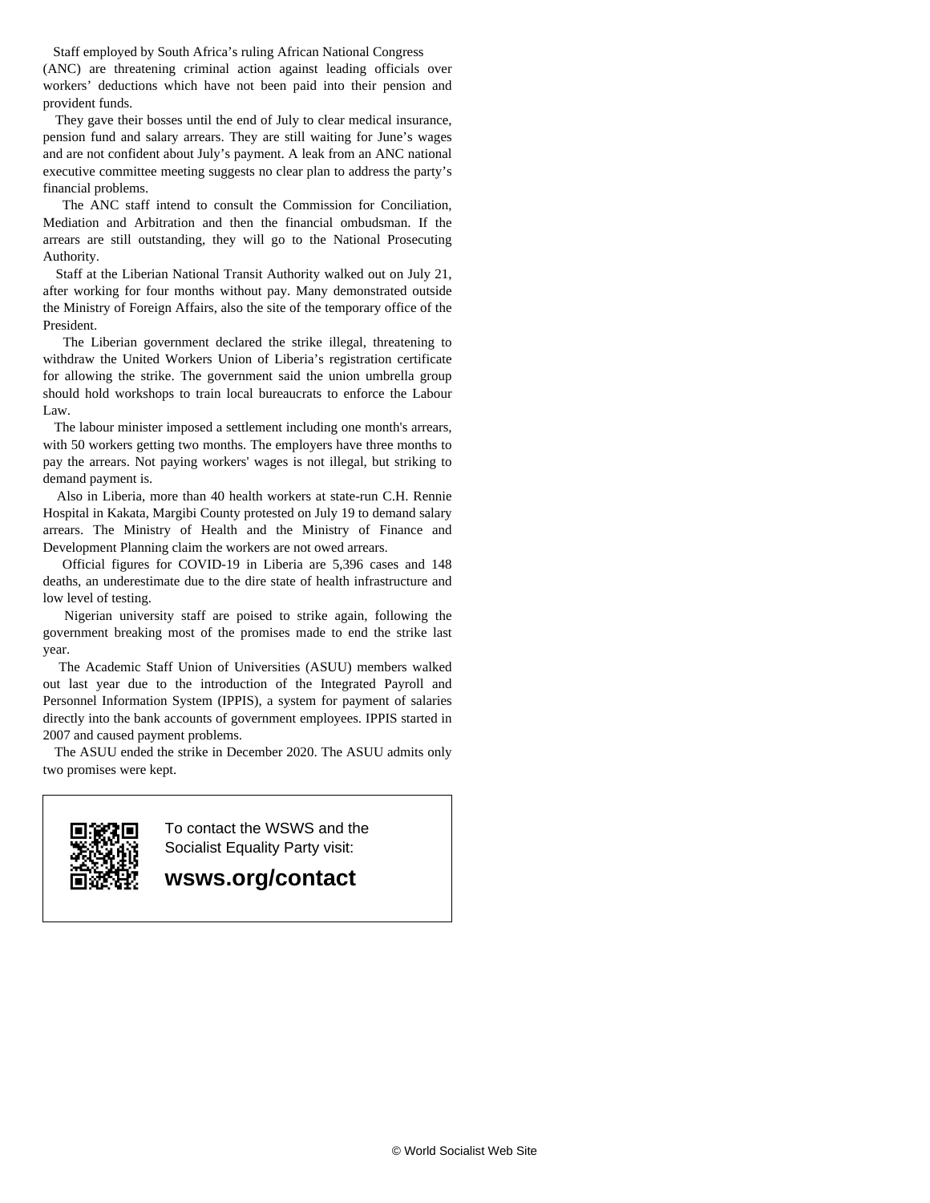Staff employed by South Africa's ruling African National Congress (ANC) are threatening criminal action against leading officials over workers' deductions which have not been paid into their pension and provident funds.

They gave their bosses until the end of July to clear medical insurance, pension fund and salary arrears. They are still waiting for June's wages and are not confident about July's payment. A leak from an ANC national executive committee meeting suggests no clear plan to address the party's financial problems.

The ANC staff intend to consult the Commission for Conciliation, Mediation and Arbitration and then the financial ombudsman. If the arrears are still outstanding, they will go to the National Prosecuting Authority.

Staff at the Liberian National Transit Authority walked out on July 21, after working for four months without pay. Many demonstrated outside the Ministry of Foreign Affairs, also the site of the temporary office of the President.

The Liberian government declared the strike illegal, threatening to withdraw the United Workers Union of Liberia's registration certificate for allowing the strike. The government said the union umbrella group should hold workshops to train local bureaucrats to enforce the Labour Law.

The labour minister imposed a settlement including one month's arrears, with 50 workers getting two months. The employers have three months to pay the arrears. Not paying workers' wages is not illegal, but striking to demand payment is.

Also in Liberia, more than 40 health workers at state-run C.H. Rennie Hospital in Kakata, Margibi County protested on July 19 to demand salary arrears. The Ministry of Health and the Ministry of Finance and Development Planning claim the workers are not owed arrears.

Official figures for COVID-19 in Liberia are 5,396 cases and 148 deaths, an underestimate due to the dire state of health infrastructure and low level of testing.

Nigerian university staff are poised to strike again, following the government breaking most of the promises made to end the strike last year.

The Academic Staff Union of Universities (ASUU) members walked out last year due to the introduction of the Integrated Payroll and Personnel Information System (IPPIS), a system for payment of salaries directly into the bank accounts of government employees. IPPIS started in 2007 and caused payment problems.

The ASUU ended the strike in December 2020. The ASUU admits only two promises were kept.

To contact the WSWS and the Socialist Equality Party visit:

**wsws.org/contact**